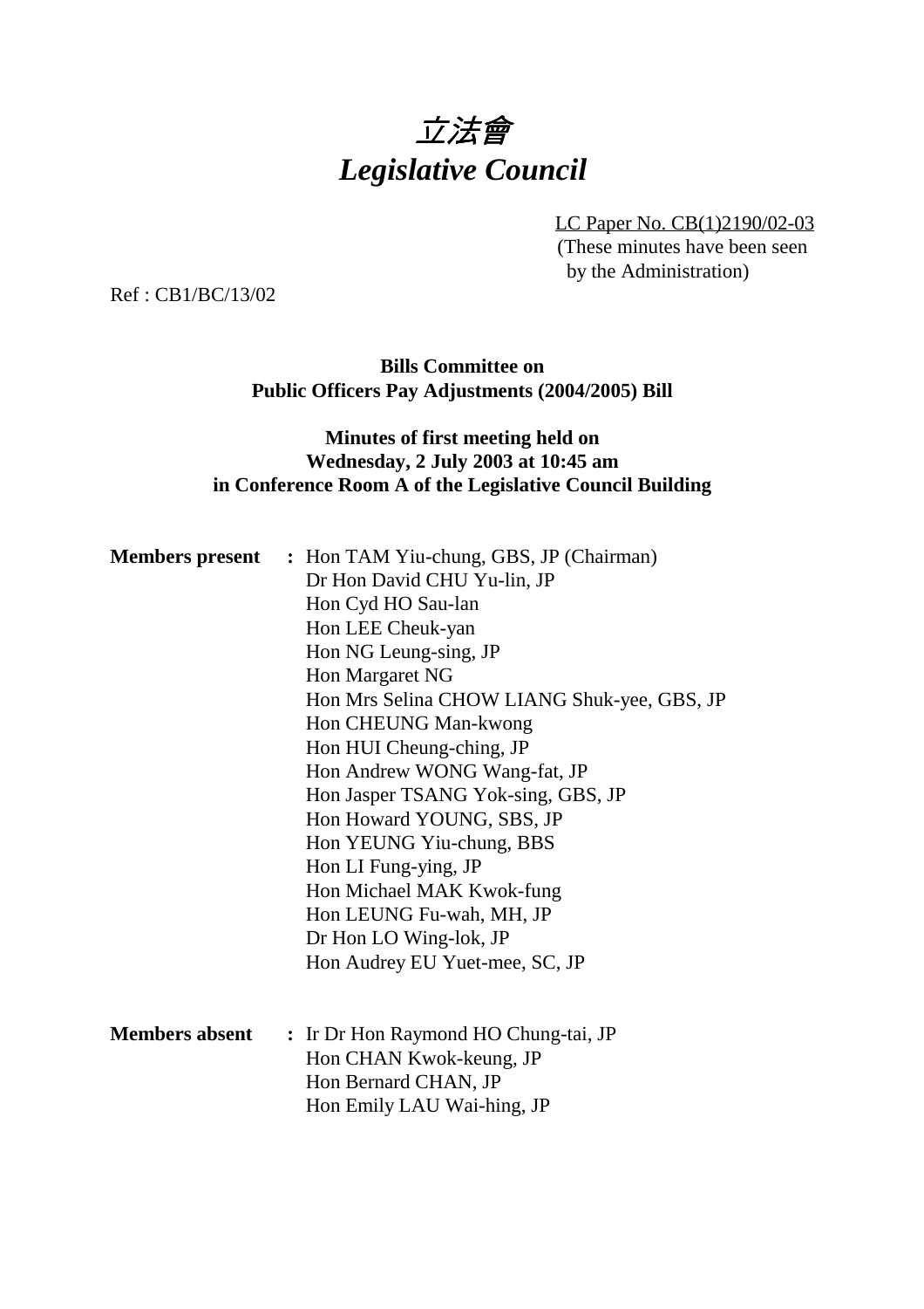# *立法會*
# *Legislative Council*

LC Paper No. CB(1)2190/02-03
(These minutes have been seen by the Administration)

Ref : CB1/BC/13/02

**Bills Committee on**
**Public Officers Pay Adjustments (2004/2005) Bill**

**Minutes of first meeting held on**
**Wednesday, 2 July 2003 at 10:45 am**
**in Conference Room A of the Legislative Council Building**

**Members present** : Hon TAM Yiu-chung, GBS, JP (Chairman)
Dr Hon David CHU Yu-lin, JP
Hon Cyd HO Sau-lan
Hon LEE Cheuk-yan
Hon NG Leung-sing, JP
Hon Margaret NG
Hon Mrs Selina CHOW LIANG Shuk-yee, GBS, JP
Hon CHEUNG Man-kwong
Hon HUI Cheung-ching, JP
Hon Andrew WONG Wang-fat, JP
Hon Jasper TSANG Yok-sing, GBS, JP
Hon Howard YOUNG, SBS, JP
Hon YEUNG Yiu-chung, BBS
Hon LI Fung-ying, JP
Hon Michael MAK Kwok-fung
Hon LEUNG Fu-wah, MH, JP
Dr Hon LO Wing-lok, JP
Hon Audrey EU Yuet-mee, SC, JP

**Members absent** : Ir Dr Hon Raymond HO Chung-tai, JP
Hon CHAN Kwok-keung, JP
Hon Bernard CHAN, JP
Hon Emily LAU Wai-hing, JP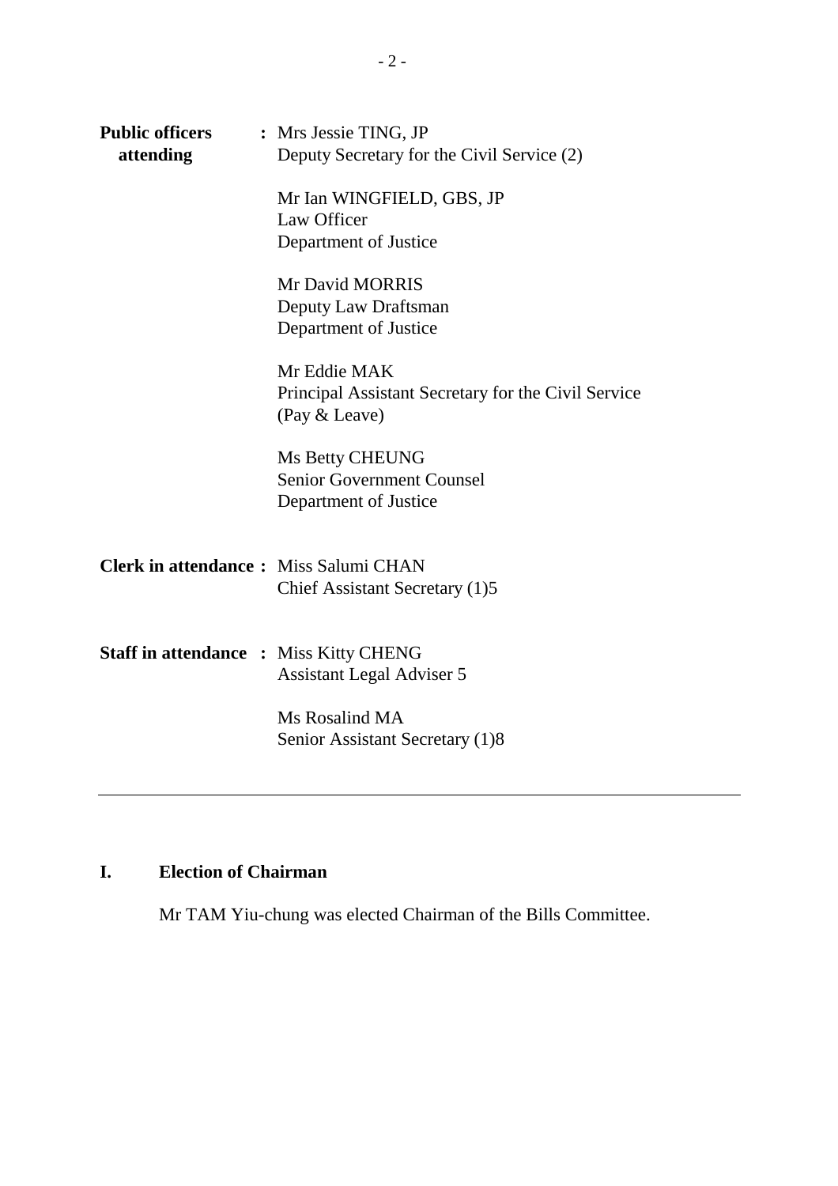**Public officers attending** : Mrs Jessie TING, JP
Deputy Secretary for the Civil Service (2)

Mr Ian WINGFIELD, GBS, JP
Law Officer
Department of Justice

Mr David MORRIS
Deputy Law Draftsman
Department of Justice

Mr Eddie MAK
Principal Assistant Secretary for the Civil Service (Pay & Leave)

Ms Betty CHEUNG
Senior Government Counsel
Department of Justice

**Clerk in attendance** : Miss Salumi CHAN
Chief Assistant Secretary (1)5

**Staff in attendance** : Miss Kitty CHENG
Assistant Legal Adviser 5

Ms Rosalind MA
Senior Assistant Secretary (1)8

---

## I. Election of Chairman

Mr TAM Yiu-chung was elected Chairman of the Bills Committee.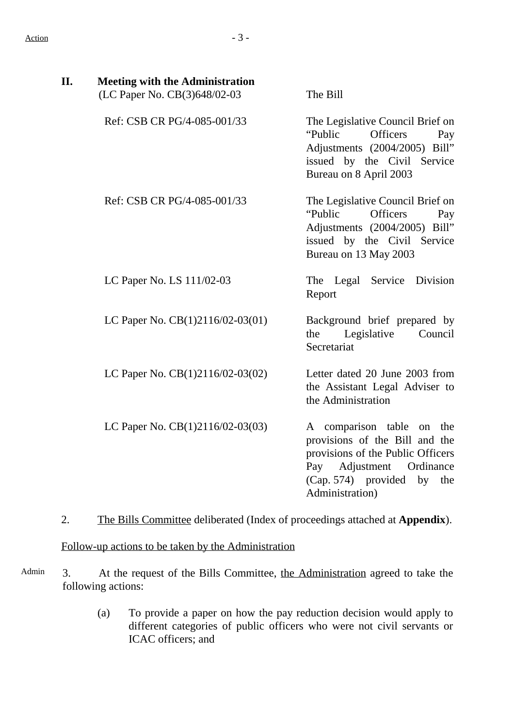Action

## II. Meeting with the Administration

| | |
|---|---|
| (LC Paper No. CB(3)648/02-03 | The Bill |
| Ref: CSB CR PG/4-085-001/33 | The Legislative Council Brief on "Public Officers Pay Adjustments (2004/2005) Bill" issued by the Civil Service Bureau on 8 April 2003 |
| Ref: CSB CR PG/4-085-001/33 | The Legislative Council Brief on "Public Officers Pay Adjustments (2004/2005) Bill" issued by the Civil Service Bureau on 13 May 2003 |
| LC Paper No. LS 111/02-03 | The Legal Service Division Report |
| LC Paper No. CB(1)2116/02-03(01) | Background brief prepared by the Legislative Council Secretariat |
| LC Paper No. CB(1)2116/02-03(02) | Letter dated 20 June 2003 from the Assistant Legal Adviser to the Administration |
| LC Paper No. CB(1)2116/02-03(03) | A comparison table on the provisions of the Bill and the provisions of the Public Officers Pay Adjustment Ordinance (Cap. 574) provided by the Administration) |

2. The Bills Committee deliberated (Index of proceedings attached at **Appendix**).

Follow-up actions to be taken by the Administration

Admin

3. At the request of the Bills Committee, the Administration agreed to take the following actions:

(a) To provide a paper on how the pay reduction decision would apply to different categories of public officers who were not civil servants or ICAC officers; and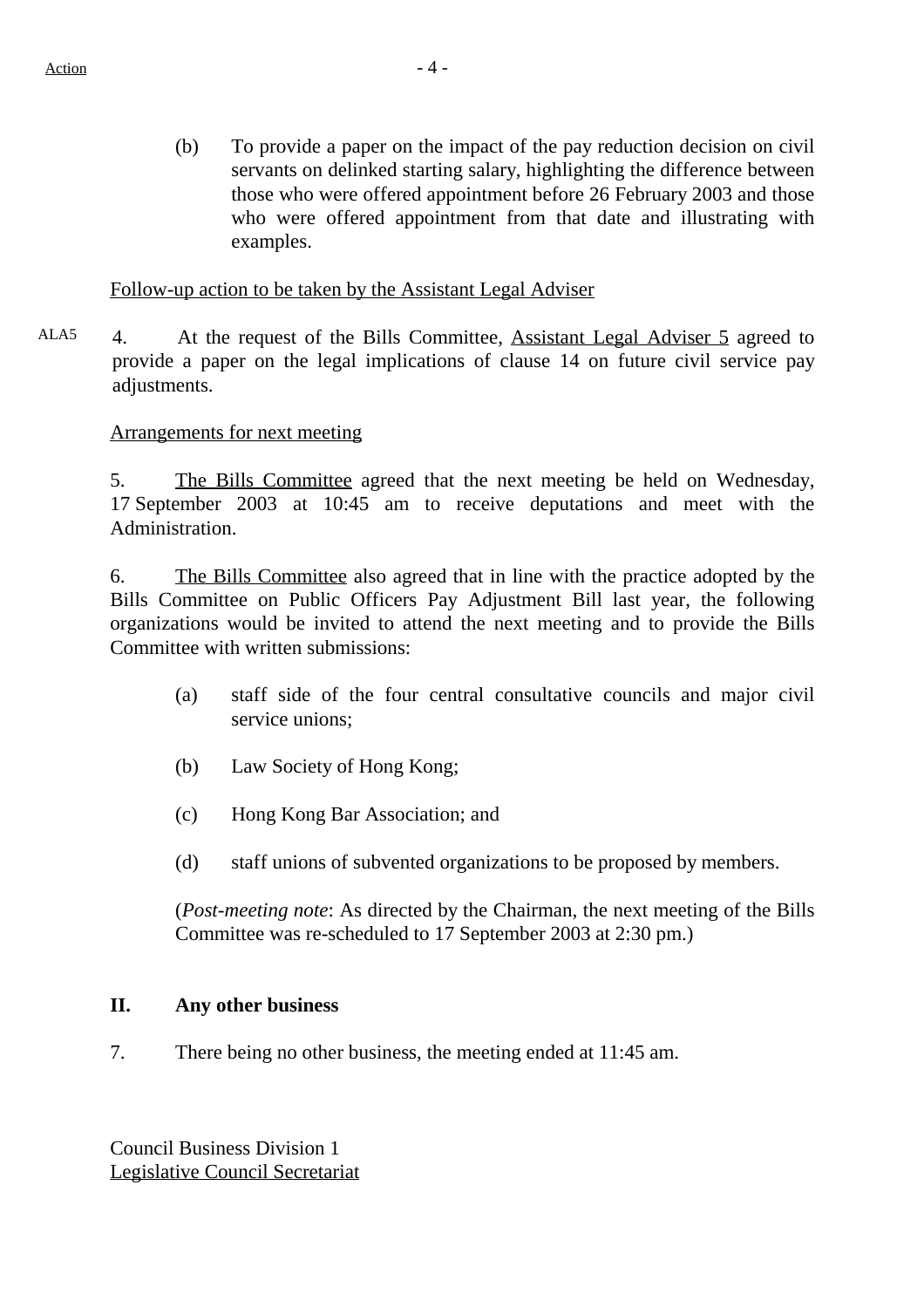Action

(b) To provide a paper on the impact of the pay reduction decision on civil servants on delinked starting salary, highlighting the difference between those who were offered appointment before 26 February 2003 and those who were offered appointment from that date and illustrating with examples.

Follow-up action to be taken by the Assistant Legal Adviser

ALA5

4. At the request of the Bills Committee, Assistant Legal Adviser 5 agreed to provide a paper on the legal implications of clause 14 on future civil service pay adjustments.

Arrangements for next meeting

5. The Bills Committee agreed that the next meeting be held on Wednesday, 17 September 2003 at 10:45 am to receive deputations and meet with the Administration.

6. The Bills Committee also agreed that in line with the practice adopted by the Bills Committee on Public Officers Pay Adjustment Bill last year, the following organizations would be invited to attend the next meeting and to provide the Bills Committee with written submissions:

(a) staff side of the four central consultative councils and major civil service unions;

(b) Law Society of Hong Kong;

(c) Hong Kong Bar Association; and

(d) staff unions of subvented organizations to be proposed by members.

(*Post-meeting note*: As directed by the Chairman, the next meeting of the Bills Committee was re-scheduled to 17 September 2003 at 2:30 pm.)

## II. Any other business

7. There being no other business, the meeting ended at 11:45 am.

Council Business Division 1
Legislative Council Secretariat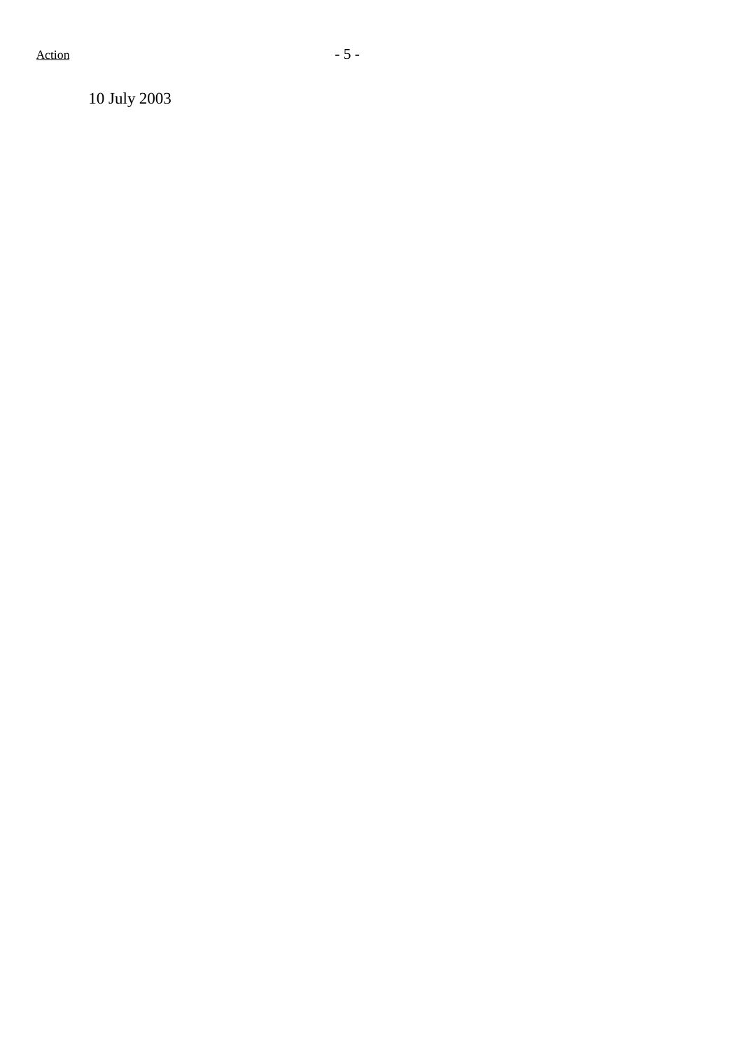10 July 2003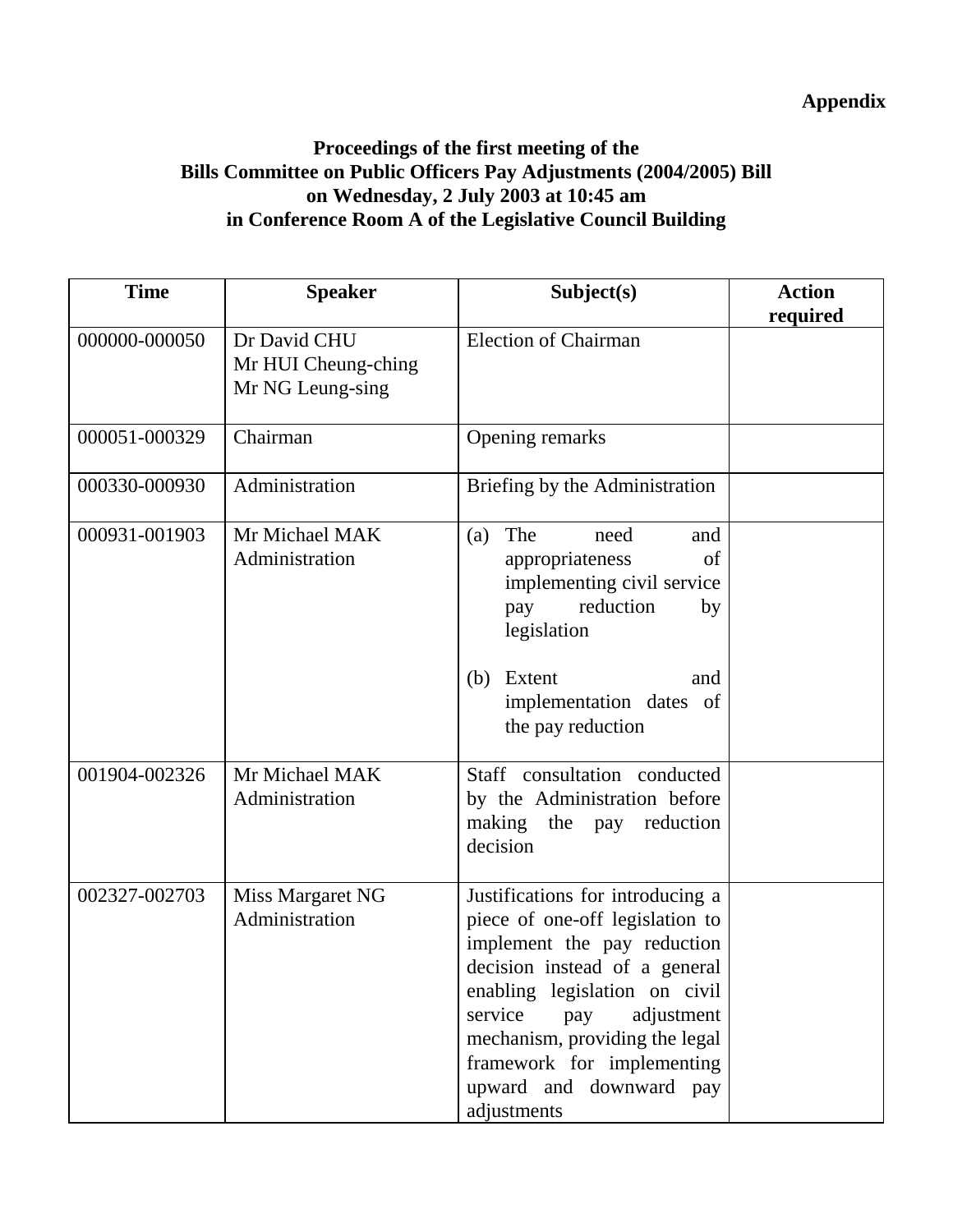**Appendix**

**Proceedings of the first meeting of the Bills Committee on Public Officers Pay Adjustments (2004/2005) Bill on Wednesday, 2 July 2003 at 10:45 am in Conference Room A of the Legislative Council Building**

| Time | Speaker | Subject(s) | Action required |
|---|---|---|---|
| 000000-000050 | Dr David CHU<br>Mr HUI Cheung-ching<br>Mr NG Leung-sing | Election of Chairman | |
| 000051-000329 | Chairman | Opening remarks | |
| 000330-000930 | Administration | Briefing by the Administration | |
| 000931-001903 | Mr Michael MAK<br>Administration | (a) The need and appropriateness of implementing civil service pay reduction by legislation<br><br>(b) Extent and implementation dates of the pay reduction | |
| 001904-002326 | Mr Michael MAK<br>Administration | Staff consultation conducted by the Administration before making the pay reduction decision | |
| 002327-002703 | Miss Margaret NG<br>Administration | Justifications for introducing a piece of one-off legislation to implement the pay reduction decision instead of a general enabling legislation on civil service pay adjustment mechanism, providing the legal framework for implementing upward and downward pay adjustments | |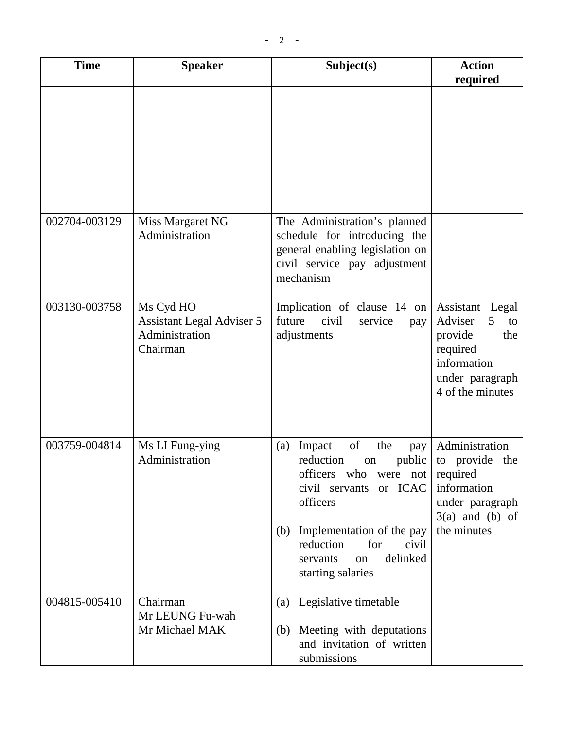| Time | Speaker | Subject(s) | Action required |
|---|---|---|---|
| | | | |
| 002704-003129 | Miss Margaret NG<br>Administration | The Administration's planned schedule for introducing the general enabling legislation on civil service pay adjustment mechanism | |
| 003130-003758 | Ms Cyd HO<br>Assistant Legal Adviser 5<br>Administration<br>Chairman | Implication of clause 14 on future civil service pay adjustments | Assistant Legal Adviser 5 to provide the required information under paragraph 4 of the minutes |
| 003759-004814 | Ms LI Fung-ying<br>Administration | (a) Impact of the pay reduction on public officers who were not civil servants or ICAC officers<br><br>(b) Implementation of the pay reduction for civil servants on delinked starting salaries | Administration to provide the required information under paragraph 3(a) and (b) of the minutes |
| 004815-005410 | Chairman<br>Mr LEUNG Fu-wah<br>Mr Michael MAK | (a) Legislative timetable<br><br>(b) Meeting with deputations and invitation of written submissions | |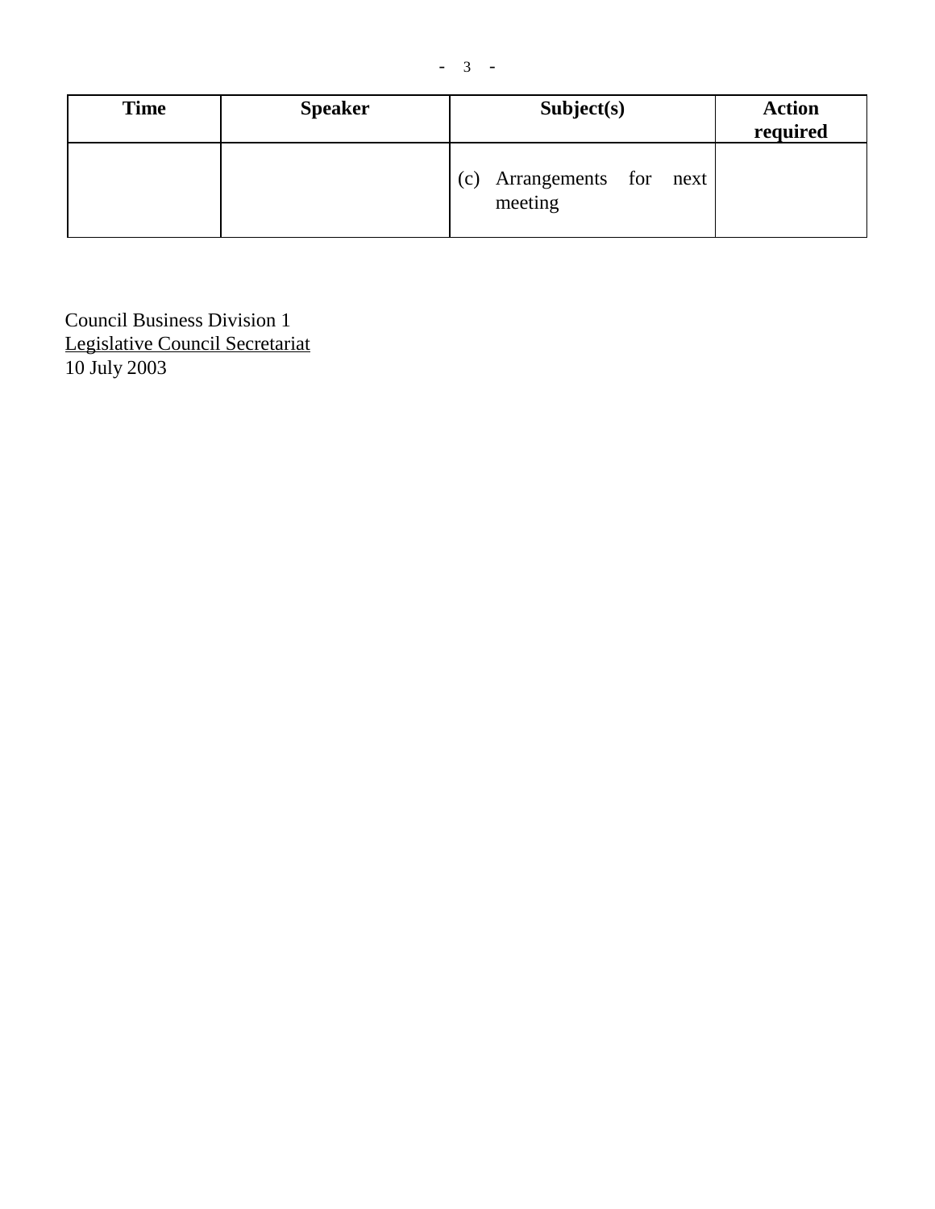| Time | Speaker | Subject(s) | Action required |
| --- | --- | --- | --- |
| | | (c) Arrangements for next meeting | |

Council Business Division 1
Legislative Council Secretariat
10 July 2003